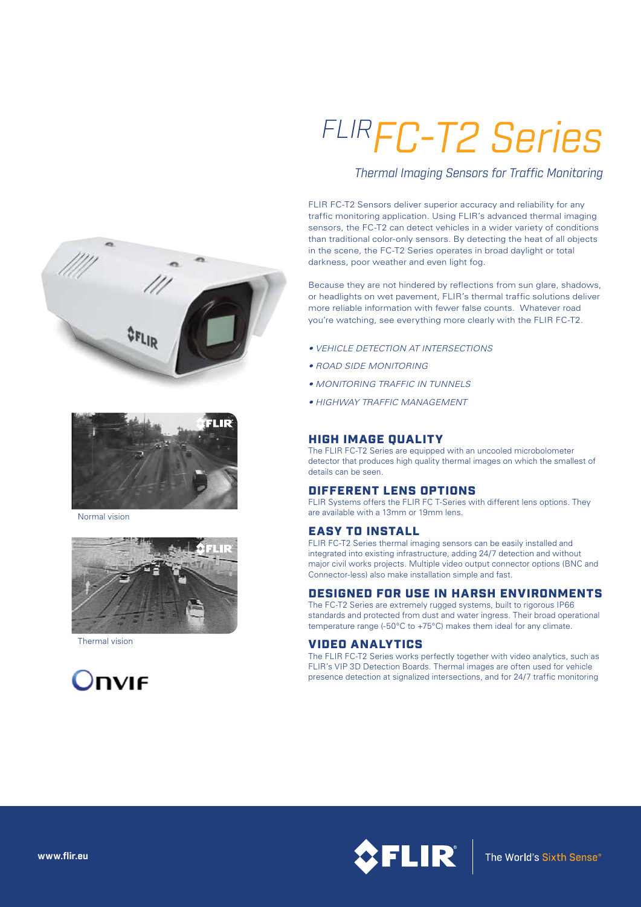# FLIR FC-T2 Series

*Thermal Imaging Sensors for Traffic Monitoring*

FLIR FC-T2 Sensors deliver superior accuracy and reliability for any traffic monitoring application. Using FLIR's advanced thermal imaging sensors, the FC-T2 can detect vehicles in a wider variety of conditions than traditional color-only sensors. By detecting the heat of all objects in the scene, the FC-T2 Series operates in broad daylight or total darkness, poor weather and even light fog.

Because they are not hindered by reflections from sun glare, shadows, or headlights on wet pavement, FLIR's thermal traffic solutions deliver more reliable information with fewer false counts. Whatever road you're watching, see everything more clearly with the FLIR FC-T2.

- *VEHICLE DETECTION AT INTERSECTIONS*
- *ROAD SIDE MONITORING*
- *MONITORING TRAFFIC IN TUNNELS*
- *HIGHWAY TRAFFIC MANAGEMENT*

Normal vision

Thermal vision

## HIGH IMAGE QUALITY

The FLIR FC-T2 Series are equipped with an uncooled microbolometer detector that produces high quality thermal images on which the smallest of details can be seen.

## DIFFERENT LENS OPTIONS

FLIR Systems offers the FLIR FC T-Series with different lens options. They are available with a 13mm or 19mm lens.

## EASY TO INSTALL

FLIR FC-T2 Series thermal imaging sensors can be easily installed and integrated into existing infrastructure, adding 24/7 detection and without major civil works projects. Multiple video output connector options (BNC and Connector-less) also make installation simple and fast.

## DESIGNED FOR USE IN HARSH ENVIRONMENTS

The FC-T2 Series are extremely rugged systems, built to rigorous IP66 standards and protected from dust and water ingress. Their broad operational temperature range (-50°C to +75°C) makes them ideal for any climate.

## VIDEO ANALYTICS

The FLIR FC-T2 Series works perfectly together with video analytics, such as FLIR's VIP 3D Detection Boards. Thermal images are often used for vehicle presence detection at signalized intersections, and for 24/7 traffic monitoring

www.flir.eu

FLIR The World's Sixth Sense®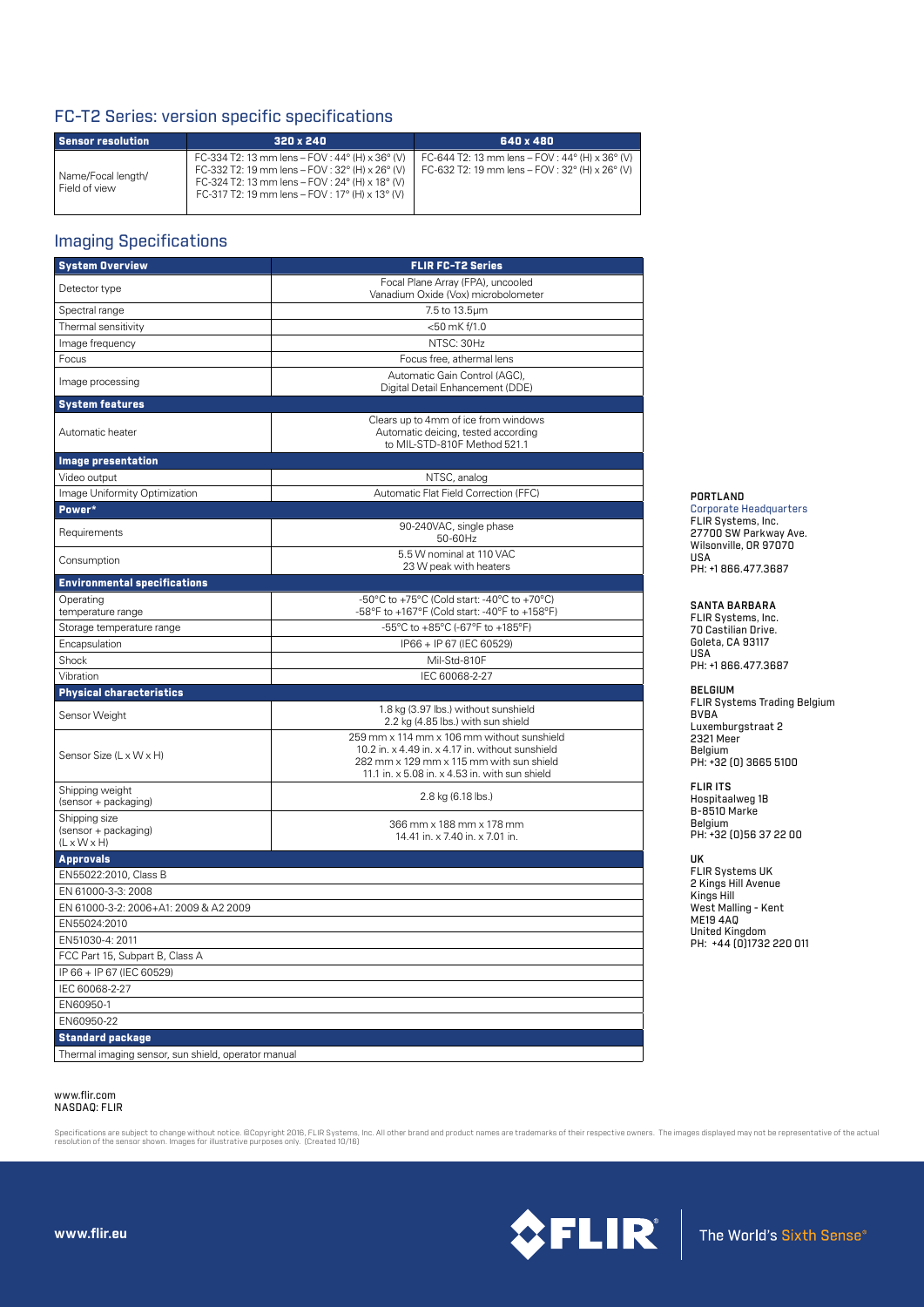## FC-T2 Series: version specific specifications

| Sensor resolution | 320 x 240 | 640 x 480 |
|---|---|---|
| Name/Focal length/ Field of view | FC-334 T2: 13 mm lens – FOV : 44° (H) x 36° (V)<br>FC-332 T2: 19 mm lens – FOV : 32° (H) x 26° (V)<br>FC-324 T2: 13 mm lens – FOV : 24° (H) x 18° (V)<br>FC-317 T2: 19 mm lens – FOV : 17° (H) x 13° (V) | FC-644 T2: 13 mm lens – FOV : 44° (H) x 36° (V)<br>FC-632 T2: 19 mm lens – FOV : 32° (H) x 26° (V) |

## Imaging Specifications

| System Overview | FLIR FC-T2 Series |
|---|---|
| Detector type | Focal Plane Array (FPA), uncooled Vanadium Oxide (Vox) microbolometer |
| Spectral range | 7.5 to 13.5µm |
| Thermal sensitivity | <50 mK f/1.0 |
| Image frequency | NTSC: 30Hz |
| Focus | Focus free, athermal lens |
| Image processing | Automatic Gain Control (AGC), Digital Detail Enhancement (DDE) |
| **System features** | |
| Automatic heater | Clears up to 4mm of ice from windows Automatic deicing, tested according to MIL-STD-810F Method 521.1 |
| **Image presentation** | |
| Video output | NTSC, analog |
| Image Uniformity Optimization | Automatic Flat Field Correction (FFC) |
| **Power*** | |
| Requirements | 90-240VAC, single phase 50-60Hz |
| Consumption | 5.5 W nominal at 110 VAC 23 W peak with heaters |
| **Environmental specifications** | |
| Operating temperature range | -50°C to +75°C (Cold start: -40°C to +70°C) -58°F to +167°F (Cold start: -40°F to +158°F) |
| Storage temperature range | -55°C to +85°C (-67°F to +185°F) |
| Encapsulation | IP66 + IP 67 (IEC 60529) |
| Shock | Mil-Std-810F |
| Vibration | IEC 60068-2-27 |
| **Physical characteristics** | |
| Sensor Weight | 1.8 kg (3.97 lbs.) without sunshield 2.2 kg (4.85 lbs.) with sun shield |
| Sensor Size (L x W x H) | 259 mm x 114 mm x 106 mm without sunshield 10.2 in. x 4.49 in. x 4.17 in. without sunshield 282 mm x 129 mm x 115 mm with sun shield 11.1 in. x 5.08 in. x 4.53 in. with sun shield |
| Shipping weight (sensor + packaging) | 2.8 kg (6.18 lbs.) |
| Shipping size (sensor + packaging) (L x W x H) | 366 mm x 188 mm x 178 mm 14.41 in. x 7.40 in. x 7.01 in. |
| **Approvals** | |
| EN55022:2010, Class B | |
| EN 61000-3-3: 2008 | |
| EN 61000-3-2: 2006+A1: 2009 & A2 2009 | |
| EN55024:2010 | |
| EN51030-4: 2011 | |
| FCC Part 15, Subpart B, Class A | |
| IP 66 + IP 67 (IEC 60529) | |
| IEC 60068-2-27 | |
| EN60950-1 | |
| EN60950-22 | |
| **Standard package** | |
| Thermal imaging sensor, sun shield, operator manual | |

**PORTLAND**
Corporate Headquarters
FLIR Systems, Inc.
27700 SW Parkway Ave.
Wilsonville, OR 97070
USA
PH: +1 866.477.3687

**SANTA BARBARA**
FLIR Systems, Inc.
70 Castilian Drive.
Goleta, CA 93117
USA
PH: +1 866.477.3687

**BELGIUM**
FLIR Systems Trading Belgium BVBA
Luxemburgstraat 2
2321 Meer
Belgium
PH: +32 (0) 3665 5100

**FLIR ITS**
Hospitaalweg 1B
B-8510 Marke
Belgium
PH: +32 (0)56 37 22 00

**UK**
FLIR Systems UK
2 Kings Hill Avenue
Kings Hill
West Malling - Kent
ME19 4AQ
United Kingdom
PH: +44 (0)1732 220 011

www.flir.com
NASDAQ: FLIR

Specifications are subject to change without notice. ©Copyright 2016, FLIR Systems, Inc. All other brand and product names are trademarks of their respective owners. The images displayed may not be representative of the actual resolution of the sensor shown. Images for illustrative purposes only. (Created 10/16)

www.flir.eu

FLIR® The World's Sixth Sense®